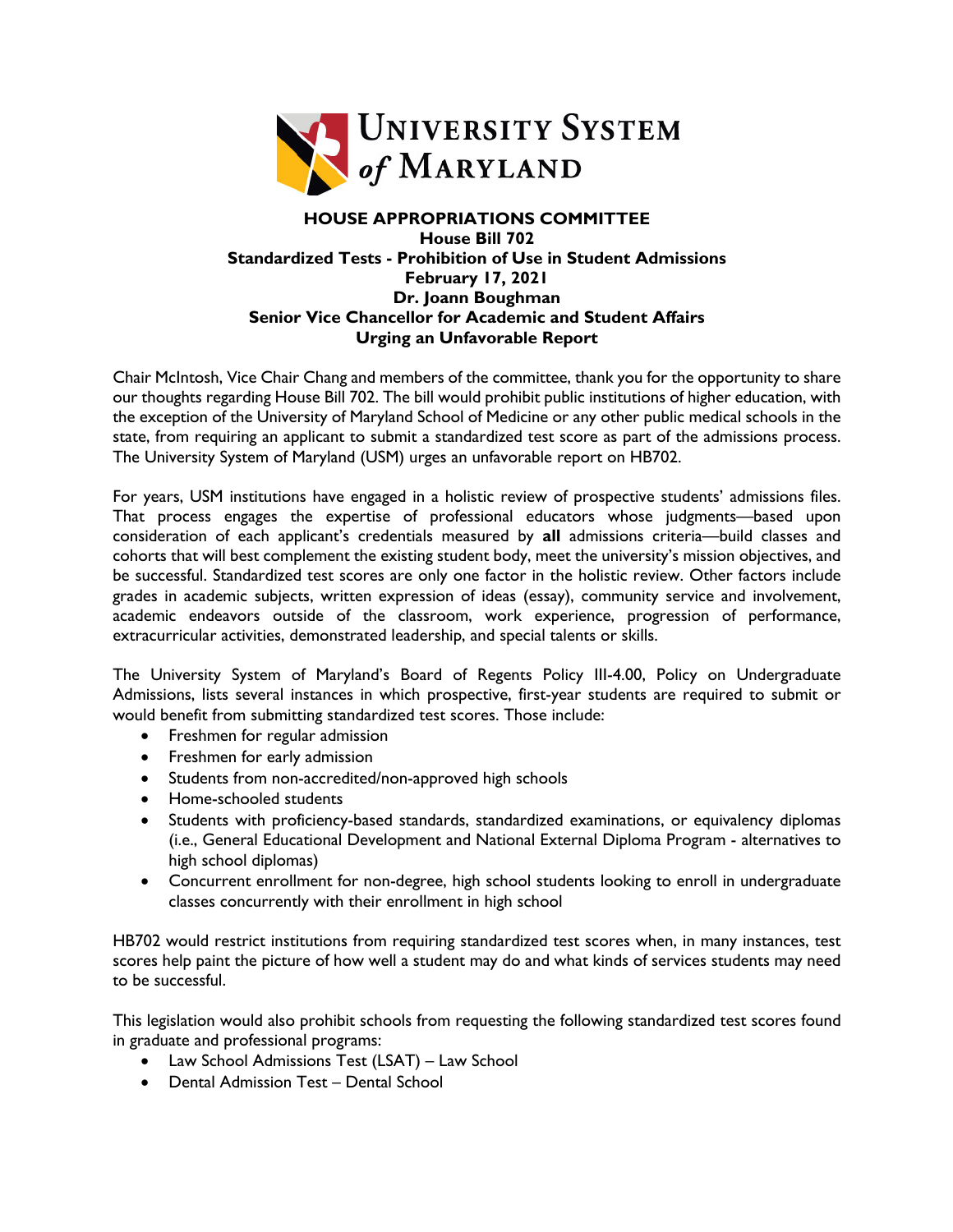**UNIVERSITY SYSTEM of MARYLAND**

**HOUSE APPROPRIATIONS COMMITTEE**
**House Bill 702**
**Standardized Tests - Prohibition of Use in Student Admissions**
**February 17, 2021**
**Dr. Joann Boughman**
**Senior Vice Chancellor for Academic and Student Affairs**
**Urging an Unfavorable Report**

Chair McIntosh, Vice Chair Chang and members of the committee, thank you for the opportunity to share our thoughts regarding House Bill 702. The bill would prohibit public institutions of higher education, with the exception of the University of Maryland School of Medicine or any other public medical schools in the state, from requiring an applicant to submit a standardized test score as part of the admissions process. The University System of Maryland (USM) urges an unfavorable report on HB702.

For years, USM institutions have engaged in a holistic review of prospective students' admissions files. That process engages the expertise of professional educators whose judgments—based upon consideration of each applicant's credentials measured by **all** admissions criteria—build classes and cohorts that will best complement the existing student body, meet the university's mission objectives, and be successful. Standardized test scores are only one factor in the holistic review. Other factors include grades in academic subjects, written expression of ideas (essay), community service and involvement, academic endeavors outside of the classroom, work experience, progression of performance, extracurricular activities, demonstrated leadership, and special talents or skills.

The University System of Maryland's Board of Regents Policy III-4.00, Policy on Undergraduate Admissions, lists several instances in which prospective, first-year students are required to submit or would benefit from submitting standardized test scores. Those include:

- Freshmen for regular admission
- Freshmen for early admission
- Students from non-accredited/non-approved high schools
- Home-schooled students
- Students with proficiency-based standards, standardized examinations, or equivalency diplomas (i.e., General Educational Development and National External Diploma Program - alternatives to high school diplomas)
- Concurrent enrollment for non-degree, high school students looking to enroll in undergraduate classes concurrently with their enrollment in high school

HB702 would restrict institutions from requiring standardized test scores when, in many instances, test scores help paint the picture of how well a student may do and what kinds of services students may need to be successful.

This legislation would also prohibit schools from requesting the following standardized test scores found in graduate and professional programs:

- Law School Admissions Test (LSAT) – Law School
- Dental Admission Test – Dental School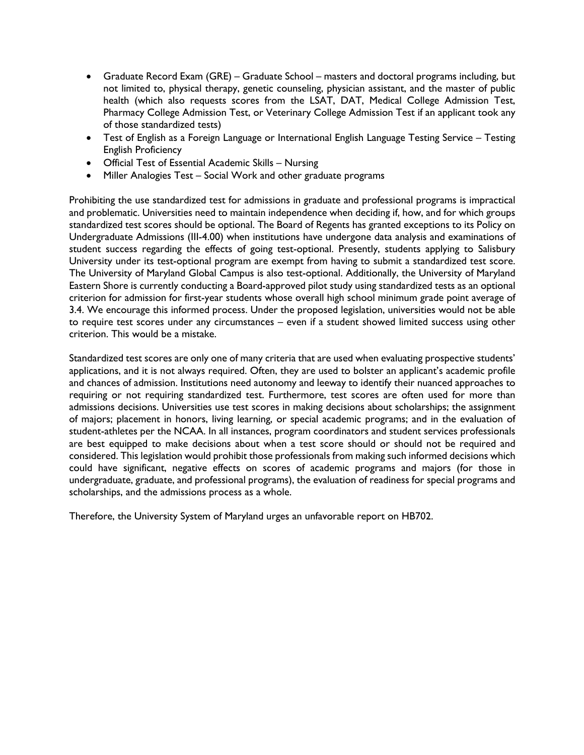- Graduate Record Exam (GRE) – Graduate School – masters and doctoral programs including, but not limited to, physical therapy, genetic counseling, physician assistant, and the master of public health (which also requests scores from the LSAT, DAT, Medical College Admission Test, Pharmacy College Admission Test, or Veterinary College Admission Test if an applicant took any of those standardized tests)
- Test of English as a Foreign Language or International English Language Testing Service – Testing English Proficiency
- Official Test of Essential Academic Skills – Nursing
- Miller Analogies Test – Social Work and other graduate programs

Prohibiting the use standardized test for admissions in graduate and professional programs is impractical and problematic. Universities need to maintain independence when deciding if, how, and for which groups standardized test scores should be optional. The Board of Regents has granted exceptions to its Policy on Undergraduate Admissions (III-4.00) when institutions have undergone data analysis and examinations of student success regarding the effects of going test-optional. Presently, students applying to Salisbury University under its test-optional program are exempt from having to submit a standardized test score. The University of Maryland Global Campus is also test-optional. Additionally, the University of Maryland Eastern Shore is currently conducting a Board-approved pilot study using standardized tests as an optional criterion for admission for first-year students whose overall high school minimum grade point average of 3.4. We encourage this informed process. Under the proposed legislation, universities would not be able to require test scores under any circumstances – even if a student showed limited success using other criterion. This would be a mistake.

Standardized test scores are only one of many criteria that are used when evaluating prospective students' applications, and it is not always required. Often, they are used to bolster an applicant's academic profile and chances of admission. Institutions need autonomy and leeway to identify their nuanced approaches to requiring or not requiring standardized test. Furthermore, test scores are often used for more than admissions decisions. Universities use test scores in making decisions about scholarships; the assignment of majors; placement in honors, living learning, or special academic programs; and in the evaluation of student-athletes per the NCAA. In all instances, program coordinators and student services professionals are best equipped to make decisions about when a test score should or should not be required and considered. This legislation would prohibit those professionals from making such informed decisions which could have significant, negative effects on scores of academic programs and majors (for those in undergraduate, graduate, and professional programs), the evaluation of readiness for special programs and scholarships, and the admissions process as a whole.

Therefore, the University System of Maryland urges an unfavorable report on HB702.